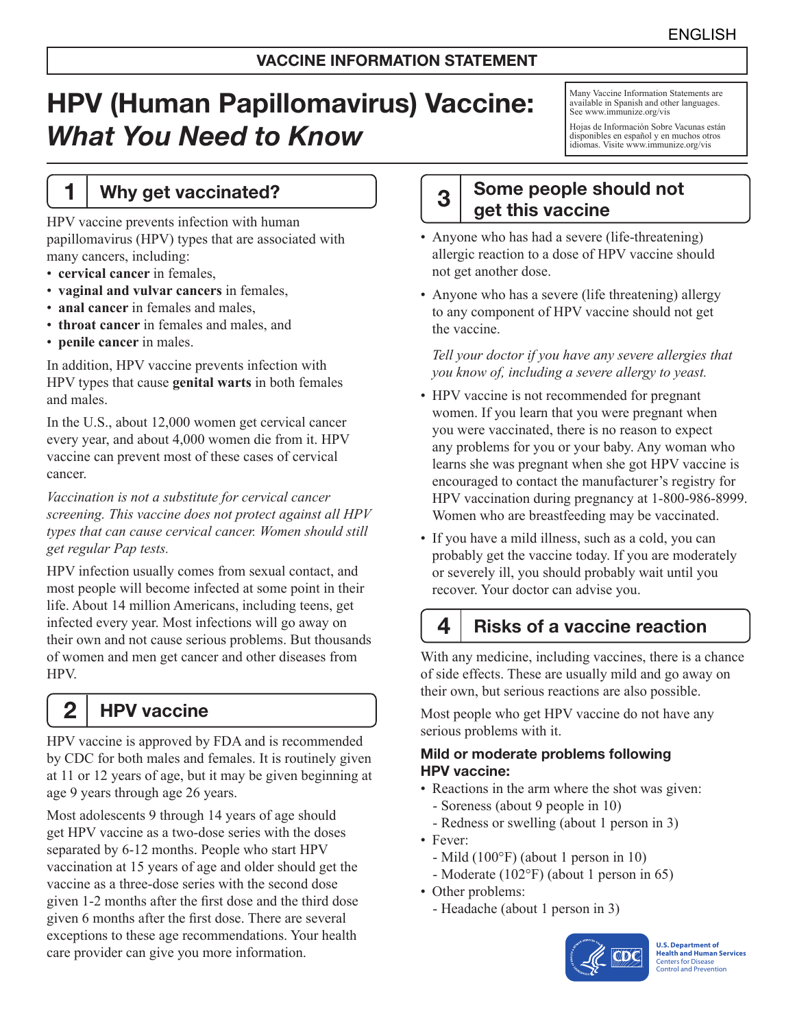ENGLISH

**VACCINE INFORMATION STATEMENT**

# HPV (Human Papillomavirus) Vaccine: *What You Need to Know*

Many Vaccine Information Statements are available in Spanish and other languages. See www.immunize.org/vis

Hojas de Información Sobre Vacunas están disponibles en español y en muchos otros idiomas. Visite www.immunize.org/vis

## 1 Why get vaccinated?

HPV vaccine prevents infection with human papillomavirus (HPV) types that are associated with many cancers, including:

- **cervical cancer** in females,
- **vaginal and vulvar cancers** in females,
- **anal cancer** in females and males,
- **throat cancer** in females and males, and
- **penile cancer** in males.

In addition, HPV vaccine prevents infection with HPV types that cause **genital warts** in both females and males.

In the U.S., about 12,000 women get cervical cancer every year, and about 4,000 women die from it. HPV vaccine can prevent most of these cases of cervical cancer.

*Vaccination is not a substitute for cervical cancer screening. This vaccine does not protect against all HPV types that can cause cervical cancer. Women should still get regular Pap tests.*

HPV infection usually comes from sexual contact, and most people will become infected at some point in their life. About 14 million Americans, including teens, get infected every year. Most infections will go away on their own and not cause serious problems. But thousands of women and men get cancer and other diseases from HPV.

## 2 HPV vaccine

HPV vaccine is approved by FDA and is recommended by CDC for both males and females. It is routinely given at 11 or 12 years of age, but it may be given beginning at age 9 years through age 26 years.

Most adolescents 9 through 14 years of age should get HPV vaccine as a two-dose series with the doses separated by 6-12 months. People who start HPV vaccination at 15 years of age and older should get the vaccine as a three-dose series with the second dose given 1-2 months after the first dose and the third dose given 6 months after the first dose. There are several exceptions to these age recommendations. Your health care provider can give you more information.

## 3 Some people should not get this vaccine

- Anyone who has had a severe (life-threatening) allergic reaction to a dose of HPV vaccine should not get another dose.
- Anyone who has a severe (life threatening) allergy to any component of HPV vaccine should not get the vaccine.

  *Tell your doctor if you have any severe allergies that you know of, including a severe allergy to yeast.*

- HPV vaccine is not recommended for pregnant women. If you learn that you were pregnant when you were vaccinated, there is no reason to expect any problems for you or your baby. Any woman who learns she was pregnant when she got HPV vaccine is encouraged to contact the manufacturer's registry for HPV vaccination during pregnancy at 1-800-986-8999. Women who are breastfeeding may be vaccinated.
- If you have a mild illness, such as a cold, you can probably get the vaccine today. If you are moderately or severely ill, you should probably wait until you recover. Your doctor can advise you.

## 4 Risks of a vaccine reaction

With any medicine, including vaccines, there is a chance of side effects. These are usually mild and go away on their own, but serious reactions are also possible.

Most people who get HPV vaccine do not have any serious problems with it.

### Mild or moderate problems following HPV vaccine:

- Reactions in the arm where the shot was given:
  - Soreness (about 9 people in 10)
  - Redness or swelling (about 1 person in 3)
- Fever:
  - Mild (100°F) (about 1 person in 10)
  - Moderate (102°F) (about 1 person in 65)
- Other problems:
  - Headache (about 1 person in 3)

U.S. Department of Health and Human Services
Centers for Disease Control and Prevention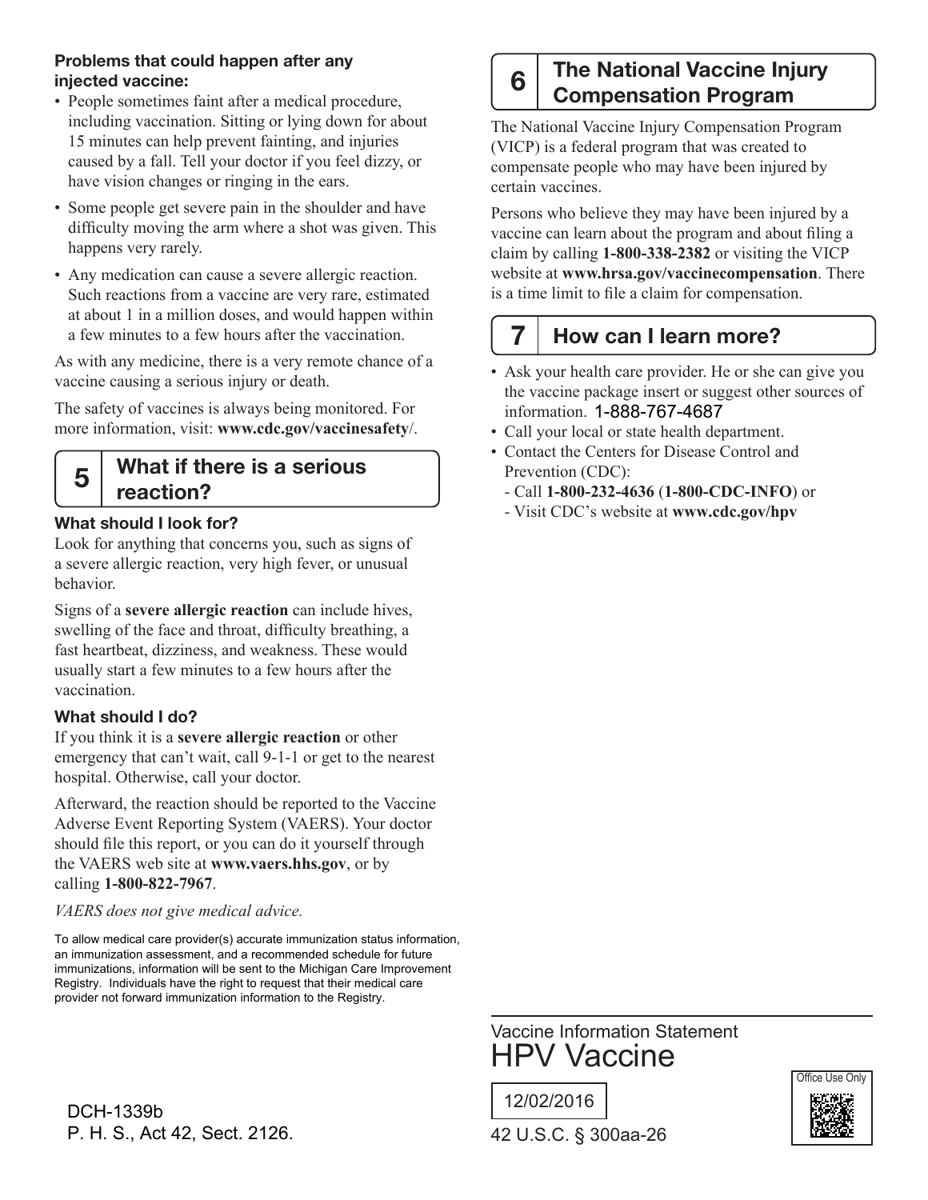**Problems that could happen after any injected vaccine:**

- People sometimes faint after a medical procedure, including vaccination. Sitting or lying down for about 15 minutes can help prevent fainting, and injuries caused by a fall. Tell your doctor if you feel dizzy, or have vision changes or ringing in the ears.
- Some people get severe pain in the shoulder and have difficulty moving the arm where a shot was given. This happens very rarely.
- Any medication can cause a severe allergic reaction. Such reactions from a vaccine are very rare, estimated at about 1 in a million doses, and would happen within a few minutes to a few hours after the vaccination.

As with any medicine, there is a very remote chance of a vaccine causing a serious injury or death.

The safety of vaccines is always being monitored. For more information, visit: **www.cdc.gov/vaccinesafety**/.

## 5 What if there is a serious reaction?

### What should I look for?

Look for anything that concerns you, such as signs of a severe allergic reaction, very high fever, or unusual behavior.

Signs of a **severe allergic reaction** can include hives, swelling of the face and throat, difficulty breathing, a fast heartbeat, dizziness, and weakness. These would usually start a few minutes to a few hours after the vaccination.

### What should I do?

If you think it is a **severe allergic reaction** or other emergency that can't wait, call 9-1-1 or get to the nearest hospital. Otherwise, call your doctor.

Afterward, the reaction should be reported to the Vaccine Adverse Event Reporting System (VAERS). Your doctor should file this report, or you can do it yourself through the VAERS web site at **www.vaers.hhs.gov**, or by calling **1-800-822-7967**.

*VAERS does not give medical advice.*

To allow medical care provider(s) accurate immunization status information, an immunization assessment, and a recommended schedule for future immunizations, information will be sent to the Michigan Care Improvement Registry. Individuals have the right to request that their medical care provider not forward immunization information to the Registry.

## 6 The National Vaccine Injury Compensation Program

The National Vaccine Injury Compensation Program (VICP) is a federal program that was created to compensate people who may have been injured by certain vaccines.

Persons who believe they may have been injured by a vaccine can learn about the program and about filing a claim by calling **1-800-338-2382** or visiting the VICP website at **www.hrsa.gov/vaccinecompensation**. There is a time limit to file a claim for compensation.

## 7 How can I learn more?

- Ask your health care provider. He or she can give you the vaccine package insert or suggest other sources of information. 1-888-767-4687
- Call your local or state health department.
- Contact the Centers for Disease Control and Prevention (CDC):
  - Call **1-800-232-4636** (**1-800-CDC-INFO**) or
  - Visit CDC's website at **www.cdc.gov/hpv**

Vaccine Information Statement

# HPV Vaccine

12/02/2016

42 U.S.C. § 300aa-26

Office Use Only

DCH-1339b

P. H. S., Act 42, Sect. 2126.